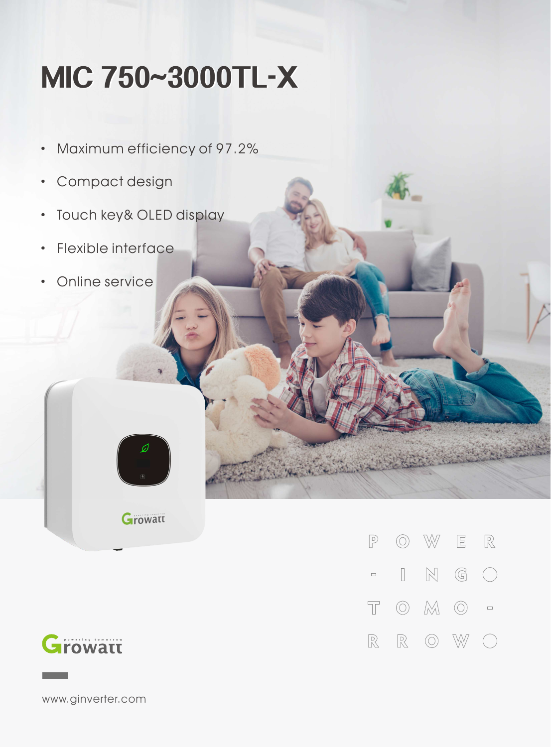# MIC 750~3000TL-X

- Maximum efficiency of 97.2%
- Compact design
- Touch key& OLED display
- Flexible interface
- Online service

POWER-INGO TOMO-RROWO

Growatt powering tomorrow

www.ginverter.com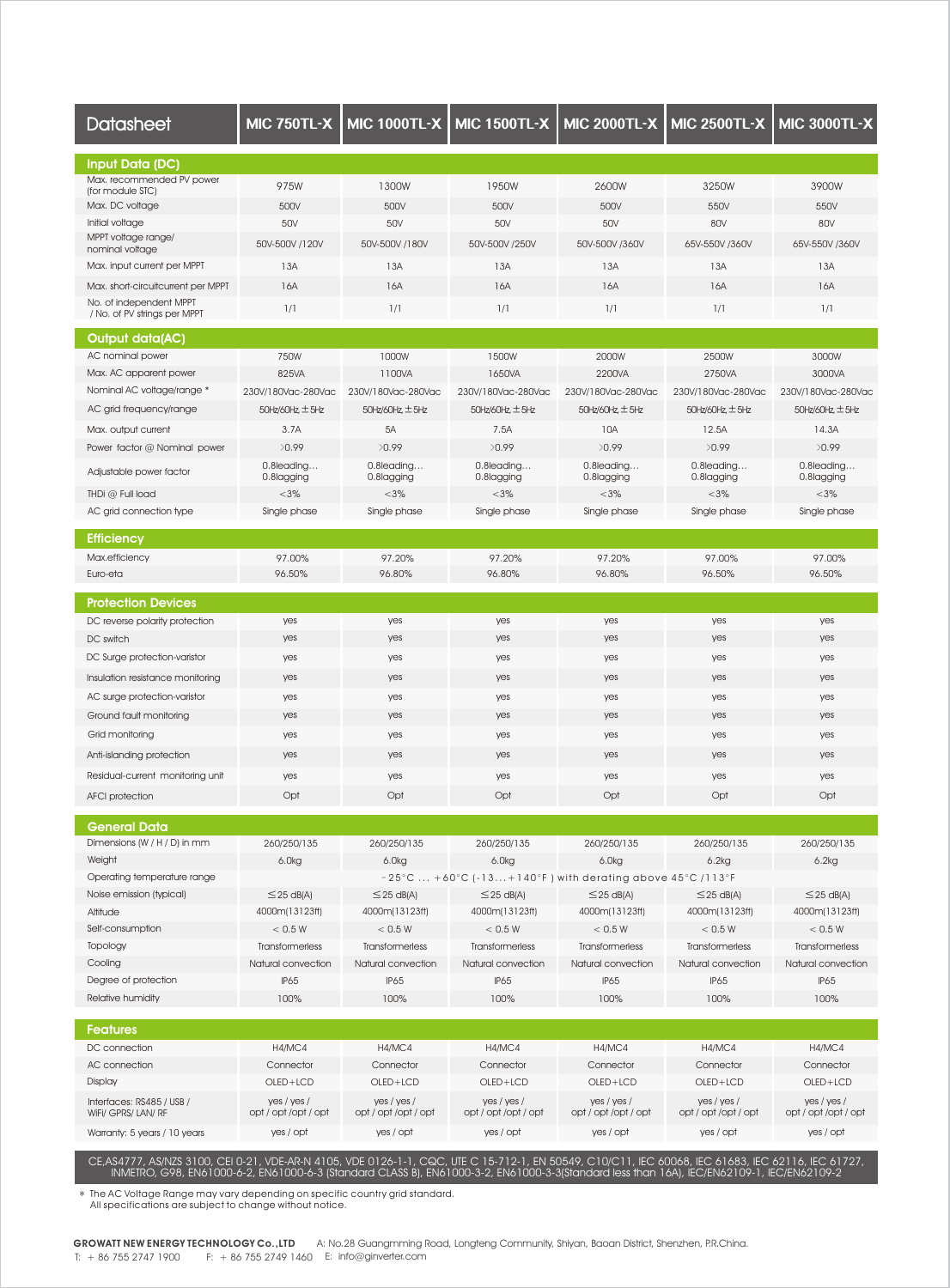| Datasheet | MIC 750TL-X | MIC 1000TL-X | MIC 1500TL-X | MIC 2000TL-X | MIC 2500TL-X | MIC 3000TL-X |
|---|---|---|---|---|---|---|
| **Input Data (DC)** | | | | | | |
| Max. recommended PV power (for module STC) | 975W | 1300W | 1950W | 2600W | 3250W | 3900W |
| Max. DC voltage | 500V | 500V | 500V | 500V | 550V | 550V |
| Initial voltage | 50V | 50V | 50V | 50V | 80V | 80V |
| MPPT voltage range/ nominal voltage | 50V-500V /120V | 50V-500V /180V | 50V-500V /250V | 50V-500V /360V | 65V-550V /360V | 65V-550V /360V |
| Max. input current per MPPT | 13A | 13A | 13A | 13A | 13A | 13A |
| Max. short-circuitcurrent per MPPT | 16A | 16A | 16A | 16A | 16A | 16A |
| No. of independent MPPT / No. of PV strings per MPPT | 1/1 | 1/1 | 1/1 | 1/1 | 1/1 | 1/1 |
| **Output data(AC)** | | | | | | |
| AC nominal power | 750W | 1000W | 1500W | 2000W | 2500W | 3000W |
| Max. AC apparent power | 825VA | 1100VA | 1650VA | 2200VA | 2750VA | 3000VA |
| Nominal AC voltage/range * | 230V/180Vac-280Vac | 230V/180Vac-280Vac | 230V/180Vac-280Vac | 230V/180Vac-280Vac | 230V/180Vac-280Vac | 230V/180Vac-280Vac |
| AC grid frequency/range | 50Hz/60Hz, ±5Hz | 50Hz/60Hz, ±5Hz | 50Hz/60Hz, ±5Hz | 50Hz/60Hz, ±5Hz | 50Hz/60Hz, ±5Hz | 50Hz/60Hz, ±5Hz |
| Max. output current | 3.7A | 5A | 7.5A | 10A | 12.5A | 14.3A |
| Power factor @ Nominal power | >0.99 | >0.99 | >0.99 | >0.99 | >0.99 | >0.99 |
| Adjustable power factor | 0.8leading… 0.8lagging | 0.8leading… 0.8lagging | 0.8leading… 0.8lagging | 0.8leading… 0.8lagging | 0.8leading… 0.8lagging | 0.8leading… 0.8lagging |
| THDi @ Full load | <3% | <3% | <3% | <3% | <3% | <3% |
| AC grid connection type | Single phase | Single phase | Single phase | Single phase | Single phase | Single phase |
| **Efficiency** | | | | | | |
| Max.efficiency | 97.00% | 97.20% | 97.20% | 97.20% | 97.00% | 97.00% |
| Euro-eta | 96.50% | 96.80% | 96.80% | 96.80% | 96.50% | 96.50% |
| **Protection Devices** | | | | | | |
| DC reverse polarity protection | yes | yes | yes | yes | yes | yes |
| DC switch | yes | yes | yes | yes | yes | yes |
| DC Surge protection-varistor | yes | yes | yes | yes | yes | yes |
| Insulation resistance monitoring | yes | yes | yes | yes | yes | yes |
| AC surge protection-varistor | yes | yes | yes | yes | yes | yes |
| Ground fault monitoring | yes | yes | yes | yes | yes | yes |
| Grid monitoring | yes | yes | yes | yes | yes | yes |
| Anti-islanding protection | yes | yes | yes | yes | yes | yes |
| Residual-current monitoring unit | yes | yes | yes | yes | yes | yes |
| AFCI protection | Opt | Opt | Opt | Opt | Opt | Opt |
| **General Data** | | | | | | |
| Dimensions (W / H / D) in mm | 260/250/135 | 260/250/135 | 260/250/135 | 260/250/135 | 260/250/135 | 260/250/135 |
| Weight | 6.0kg | 6.0kg | 6.0kg | 6.0kg | 6.2kg | 6.2kg |
| Operating temperature range | -25°C ... +60°C (-13...+140°F) with derating above 45°C /113°F | | | | | |
| Noise emission (typical) | ≤25 dB(A) | ≤25 dB(A) | ≤25 dB(A) | ≤25 dB(A) | ≤25 dB(A) | ≤25 dB(A) |
| Altitude | 4000m(13123ft) | 4000m(13123ft) | 4000m(13123ft) | 4000m(13123ft) | 4000m(13123ft) | 4000m(13123ft) |
| Self-consumption | < 0.5 W | < 0.5 W | < 0.5 W | < 0.5 W | < 0.5 W | < 0.5 W |
| Topology | Transformerless | Transformerless | Transformerless | Transformerless | Transformerless | Transformerless |
| Cooling | Natural convection | Natural convection | Natural convection | Natural convection | Natural convection | Natural convection |
| Degree of protection | IP65 | IP65 | IP65 | IP65 | IP65 | IP65 |
| Relative humidity | 100% | 100% | 100% | 100% | 100% | 100% |
| **Features** | | | | | | |
| DC connection | H4/MC4 | H4/MC4 | H4/MC4 | H4/MC4 | H4/MC4 | H4/MC4 |
| AC connection | Connector | Connector | Connector | Connector | Connector | Connector |
| Display | OLED+LCD | OLED+LCD | OLED+LCD | OLED+LCD | OLED+LCD | OLED+LCD |
| Interfaces: RS485 / USB / WiFi/ GPRS/ LAN/ RF | yes / yes / opt / opt /opt / opt | yes / yes / opt / opt /opt / opt | yes / yes / opt / opt /opt / opt | yes / yes / opt / opt /opt / opt | yes / yes / opt / opt /opt / opt | yes / yes / opt / opt /opt / opt |
| Warranty: 5 years / 10 years | yes / opt | yes / opt | yes / opt | yes / opt | yes / opt | yes / opt |

CE,AS4777, AS/NZS 3100, CEI 0-21, VDE-AR-N 4105, VDE 0126-1-1, CQC, UTE C 15-712-1, EN 50549, C10/C11, IEC 60068, IEC 61683, IEC 62116, IEC 61727, INMETRO, G98, EN61000-6-2, EN61000-6-3 (Standard CLASS B), EN61000-3-2, EN61000-3-3(Standard less than 16A), IEC/EN62109-1, IEC/EN62109-2

\* The AC Voltage Range may vary depending on specific country grid standard.
All specifications are subject to change without notice.

**GROWATT NEW ENERGY TECHNOLOGY Co.,LTD** A: No.28 Guangmming Road, Longteng Community, Shiyan, Baoan District, Shenzhen, P.R.China.
T: + 86 755 2747 1900 F: + 86 755 2749 1460 E: info@ginverter.com